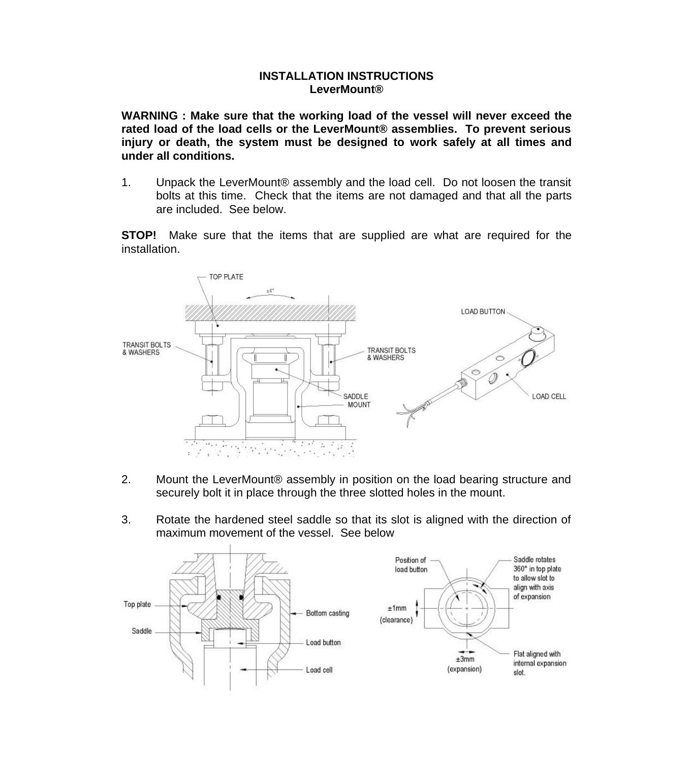# INSTALLATION INSTRUCTIONS
## LeverMount®

**WARNING : Make sure that the working load of the vessel will never exceed the rated load of the load cells or the LeverMount® assemblies. To prevent serious injury or death, the system must be designed to work safely at all times and under all conditions.**

1. Unpack the LeverMount® assembly and the load cell. Do not loosen the transit bolts at this time. Check that the items are not damaged and that all the parts are included. See below.

**STOP!** Make sure that the items that are supplied are what are required for the installation.

2. Mount the LeverMount® assembly in position on the load bearing structure and securely bolt it in place through the three slotted holes in the mount.

3. Rotate the hardened steel saddle so that its slot is aligned with the direction of maximum movement of the vessel. See below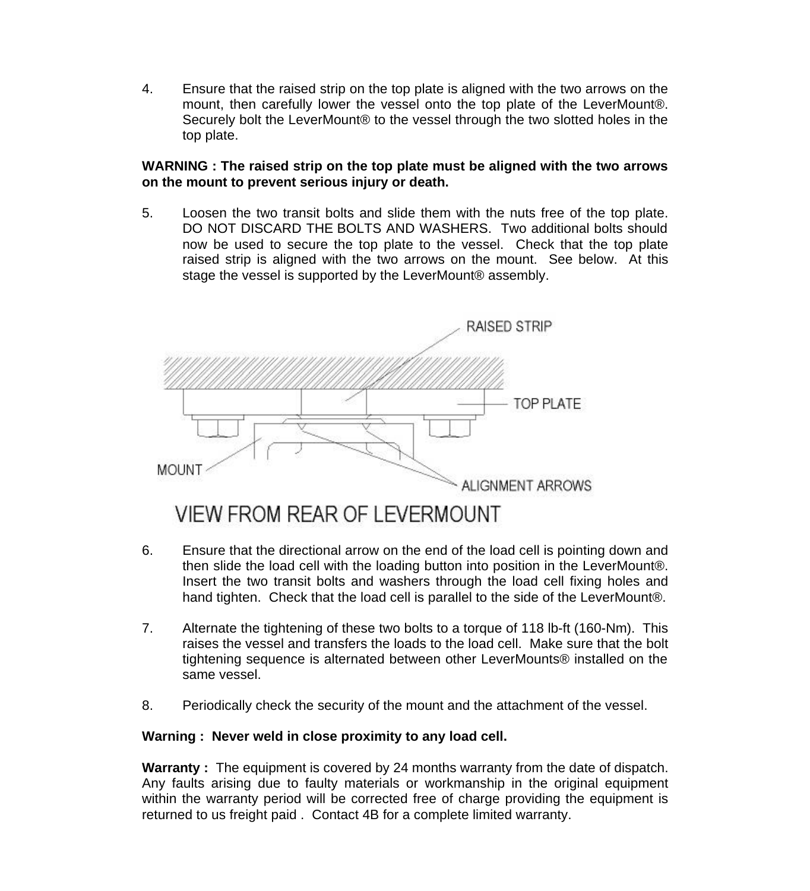4. Ensure that the raised strip on the top plate is aligned with the two arrows on the mount, then carefully lower the vessel onto the top plate of the LeverMount®. Securely bolt the LeverMount® to the vessel through the two slotted holes in the top plate.

**WARNING : The raised strip on the top plate must be aligned with the two arrows on the mount to prevent serious injury or death.**

5. Loosen the two transit bolts and slide them with the nuts free of the top plate. DO NOT DISCARD THE BOLTS AND WASHERS. Two additional bolts should now be used to secure the top plate to the vessel. Check that the top plate raised strip is aligned with the two arrows on the mount. See below. At this stage the vessel is supported by the LeverMount® assembly.

RAISED STRIP
TOP PLATE
MOUNT
ALIGNMENT ARROWS

VIEW FROM REAR OF LEVERMOUNT

6. Ensure that the directional arrow on the end of the load cell is pointing down and then slide the load cell with the loading button into position in the LeverMount®. Insert the two transit bolts and washers through the load cell fixing holes and hand tighten. Check that the load cell is parallel to the side of the LeverMount®.

7. Alternate the tightening of these two bolts to a torque of 118 lb-ft (160-Nm). This raises the vessel and transfers the loads to the load cell. Make sure that the bolt tightening sequence is alternated between other LeverMounts® installed on the same vessel.

8. Periodically check the security of the mount and the attachment of the vessel.

**Warning : Never weld in close proximity to any load cell.**

**Warranty :** The equipment is covered by 24 months warranty from the date of dispatch. Any faults arising due to faulty materials or workmanship in the original equipment within the warranty period will be corrected free of charge providing the equipment is returned to us freight paid . Contact 4B for a complete limited warranty.